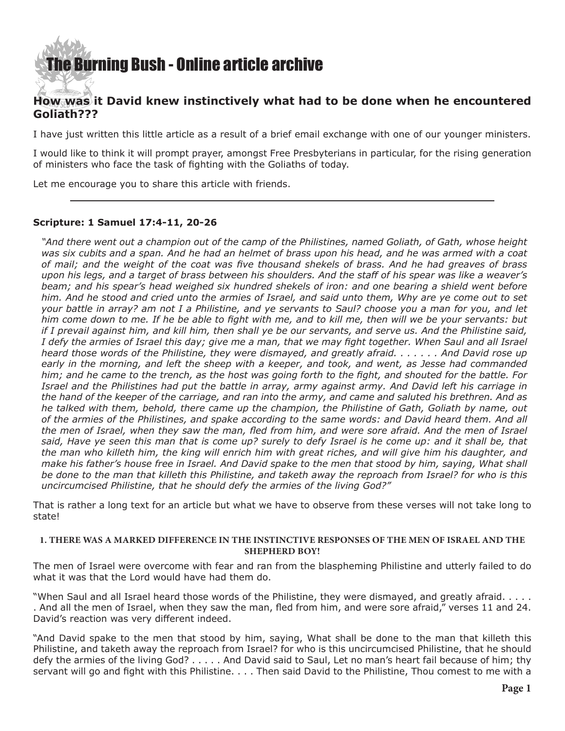# The Burning Bush - Online article archive

## How was it David knew instinctively what had to be done when he encountered Goliath???

I have just written this little article as a result of a brief email exchange with one of our younger ministers.

I would like to think it will prompt prayer, amongst Free Presbyterians in particular, for the rising generation of ministers who face the task of fighting with the Goliaths of today.

Let me encourage you to share this article with friends.

---

**Scripture: 1 Samuel 17:4-11, 20-26**

> *"And there went out a champion out of the camp of the Philistines, named Goliath, of Gath, whose height was six cubits and a span. And he had an helmet of brass upon his head, and he was armed with a coat of mail; and the weight of the coat was five thousand shekels of brass. And he had greaves of brass upon his legs, and a target of brass between his shoulders. And the staff of his spear was like a weaver's beam; and his spear's head weighed six hundred shekels of iron: and one bearing a shield went before him. And he stood and cried unto the armies of Israel, and said unto them, Why are ye come out to set your battle in array? am not I a Philistine, and ye servants to Saul? choose you a man for you, and let him come down to me. If he be able to fight with me, and to kill me, then will we be your servants: but if I prevail against him, and kill him, then shall ye be our servants, and serve us. And the Philistine said, I defy the armies of Israel this day; give me a man, that we may fight together. When Saul and all Israel heard those words of the Philistine, they were dismayed, and greatly afraid. . . . . . . And David rose up early in the morning, and left the sheep with a keeper, and took, and went, as Jesse had commanded him; and he came to the trench, as the host was going forth to the fight, and shouted for the battle. For Israel and the Philistines had put the battle in array, army against army. And David left his carriage in the hand of the keeper of the carriage, and ran into the army, and came and saluted his brethren. And as he talked with them, behold, there came up the champion, the Philistine of Gath, Goliath by name, out of the armies of the Philistines, and spake according to the same words: and David heard them. And all the men of Israel, when they saw the man, fled from him, and were sore afraid. And the men of Israel said, Have ye seen this man that is come up? surely to defy Israel is he come up: and it shall be, that the man who killeth him, the king will enrich him with great riches, and will give him his daughter, and make his father's house free in Israel. And David spake to the men that stood by him, saying, What shall be done to the man that killeth this Philistine, and taketh away the reproach from Israel? for who is this uncircumcised Philistine, that he should defy the armies of the living God?"*

That is rather a long text for an article but what we have to observe from these verses will not take long to state!

#### 1. THERE WAS A MARKED DIFFERENCE IN THE INSTINCTIVE RESPONSES OF THE MEN OF ISRAEL AND THE SHEPHERD BOY!

The men of Israel were overcome with fear and ran from the blaspheming Philistine and utterly failed to do what it was that the Lord would have had them do.

"When Saul and all Israel heard those words of the Philistine, they were dismayed, and greatly afraid. . . . . . And all the men of Israel, when they saw the man, fled from him, and were sore afraid," verses 11 and 24. David's reaction was very different indeed.

"And David spake to the men that stood by him, saying, What shall be done to the man that killeth this Philistine, and taketh away the reproach from Israel? for who is this uncircumcised Philistine, that he should defy the armies of the living God? . . . . . And David said to Saul, Let no man's heart fail because of him; thy servant will go and fight with this Philistine. . . . Then said David to the Philistine, Thou comest to me with a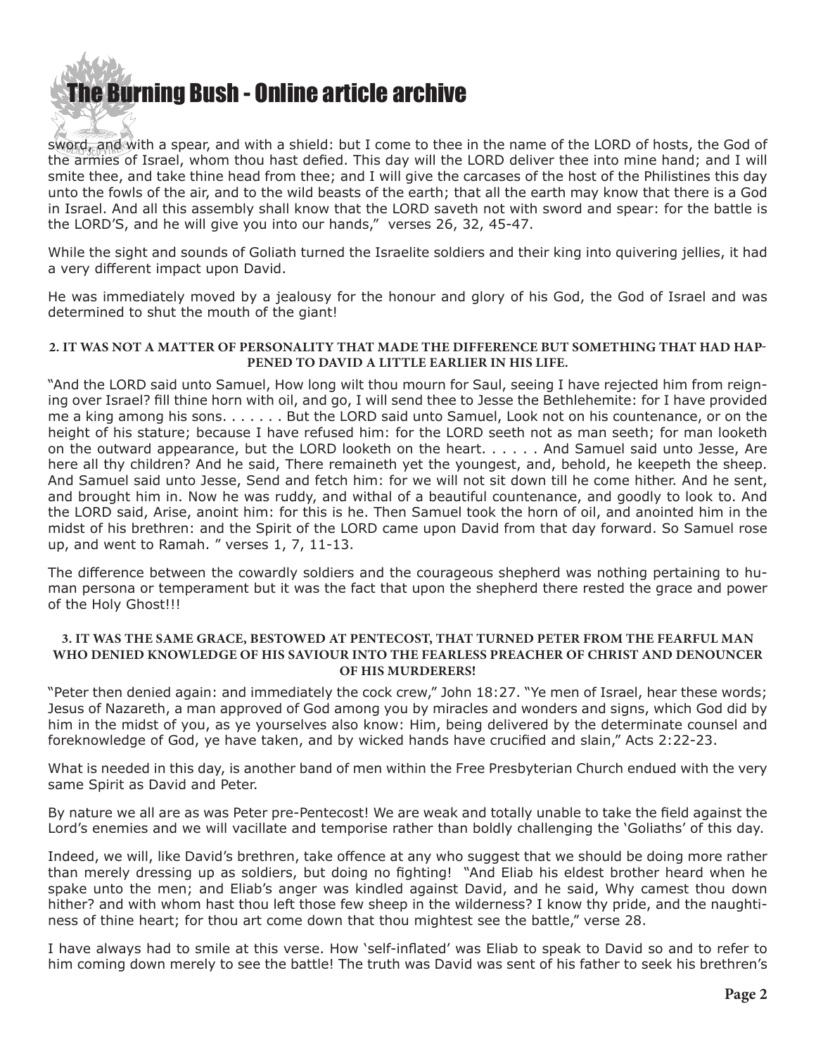sword, and with a spear, and with a shield: but I come to thee in the name of the LORD of hosts, the God of the armies of Israel, whom thou hast defied. This day will the LORD deliver thee into mine hand; and I will smite thee, and take thine head from thee; and I will give the carcases of the host of the Philistines this day unto the fowls of the air, and to the wild beasts of the earth; that all the earth may know that there is a God in Israel. And all this assembly shall know that the LORD saveth not with sword and spear: for the battle is the LORD'S, and he will give you into our hands," verses 26, 32, 45-47.

While the sight and sounds of Goliath turned the Israelite soldiers and their king into quivering jellies, it had a very different impact upon David.

He was immediately moved by a jealousy for the honour and glory of his God, the God of Israel and was determined to shut the mouth of the giant!

#### 2. IT WAS NOT A MATTER OF PERSONALITY THAT MADE THE DIFFERENCE BUT SOMETHING THAT HAD HAPPENED TO DAVID A LITTLE EARLIER IN HIS LIFE.

"And the LORD said unto Samuel, How long wilt thou mourn for Saul, seeing I have rejected him from reigning over Israel? fill thine horn with oil, and go, I will send thee to Jesse the Bethlehemite: for I have provided me a king among his sons. . . . . . . But the LORD said unto Samuel, Look not on his countenance, or on the height of his stature; because I have refused him: for the LORD seeth not as man seeth; for man looketh on the outward appearance, but the LORD looketh on the heart. . . . . . And Samuel said unto Jesse, Are here all thy children? And he said, There remaineth yet the youngest, and, behold, he keepeth the sheep. And Samuel said unto Jesse, Send and fetch him: for we will not sit down till he come hither. And he sent, and brought him in. Now he was ruddy, and withal of a beautiful countenance, and goodly to look to. And the LORD said, Arise, anoint him: for this is he. Then Samuel took the horn of oil, and anointed him in the midst of his brethren: and the Spirit of the LORD came upon David from that day forward. So Samuel rose up, and went to Ramah. " verses 1, 7, 11-13.

The difference between the cowardly soldiers and the courageous shepherd was nothing pertaining to human persona or temperament but it was the fact that upon the shepherd there rested the grace and power of the Holy Ghost!!!

#### 3. IT WAS THE SAME GRACE, BESTOWED AT PENTECOST, THAT TURNED PETER FROM THE FEARFUL MAN WHO DENIED KNOWLEDGE OF HIS SAVIOUR INTO THE FEARLESS PREACHER OF CHRIST AND DENOUNCER OF HIS MURDERERS!

"Peter then denied again: and immediately the cock crew," John 18:27. "Ye men of Israel, hear these words; Jesus of Nazareth, a man approved of God among you by miracles and wonders and signs, which God did by him in the midst of you, as ye yourselves also know: Him, being delivered by the determinate counsel and foreknowledge of God, ye have taken, and by wicked hands have crucified and slain," Acts 2:22-23.

What is needed in this day, is another band of men within the Free Presbyterian Church endued with the very same Spirit as David and Peter.

By nature we all are as was Peter pre-Pentecost! We are weak and totally unable to take the field against the Lord's enemies and we will vacillate and temporise rather than boldly challenging the 'Goliaths' of this day.

Indeed, we will, like David's brethren, take offence at any who suggest that we should be doing more rather than merely dressing up as soldiers, but doing no fighting! "And Eliab his eldest brother heard when he spake unto the men; and Eliab's anger was kindled against David, and he said, Why camest thou down hither? and with whom hast thou left those few sheep in the wilderness? I know thy pride, and the naughtiness of thine heart; for thou art come down that thou mightest see the battle," verse 28.

I have always had to smile at this verse. How 'self-inflated' was Eliab to speak to David so and to refer to him coming down merely to see the battle! The truth was David was sent of his father to seek his brethren's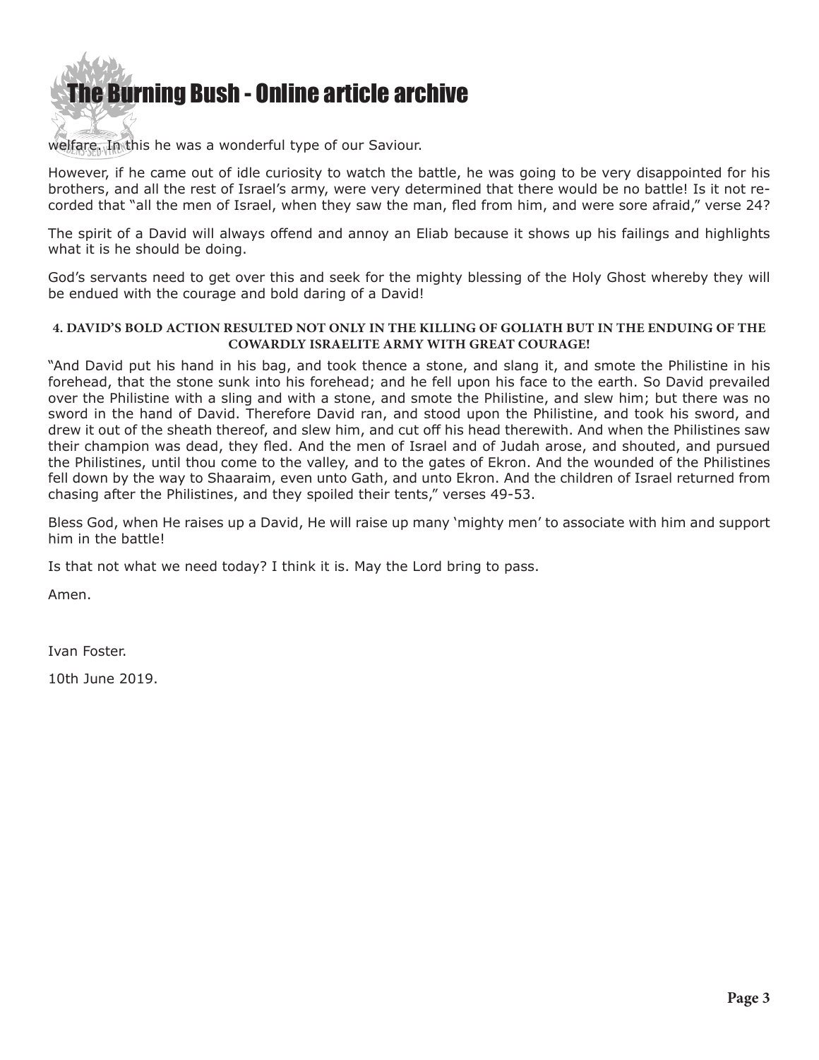welfare. In this he was a wonderful type of our Saviour.

However, if he came out of idle curiosity to watch the battle, he was going to be very disappointed for his brothers, and all the rest of Israel's army, were very determined that there would be no battle! Is it not recorded that "all the men of Israel, when they saw the man, fled from him, and were sore afraid," verse 24?

The spirit of a David will always offend and annoy an Eliab because it shows up his failings and highlights what it is he should be doing.

God's servants need to get over this and seek for the mighty blessing of the Holy Ghost whereby they will be endued with the courage and bold daring of a David!

#### 4. DAVID'S BOLD ACTION RESULTED NOT ONLY IN THE KILLING OF GOLIATH BUT IN THE ENDUING OF THE COWARDLY ISRAELITE ARMY WITH GREAT COURAGE!

"And David put his hand in his bag, and took thence a stone, and slang it, and smote the Philistine in his forehead, that the stone sunk into his forehead; and he fell upon his face to the earth. So David prevailed over the Philistine with a sling and with a stone, and smote the Philistine, and slew him; but there was no sword in the hand of David. Therefore David ran, and stood upon the Philistine, and took his sword, and drew it out of the sheath thereof, and slew him, and cut off his head therewith. And when the Philistines saw their champion was dead, they fled. And the men of Israel and of Judah arose, and shouted, and pursued the Philistines, until thou come to the valley, and to the gates of Ekron. And the wounded of the Philistines fell down by the way to Shaaraim, even unto Gath, and unto Ekron. And the children of Israel returned from chasing after the Philistines, and they spoiled their tents," verses 49-53.

Bless God, when He raises up a David, He will raise up many 'mighty men' to associate with him and support him in the battle!

Is that not what we need today? I think it is. May the Lord bring to pass.

Amen.

Ivan Foster.

10th June 2019.